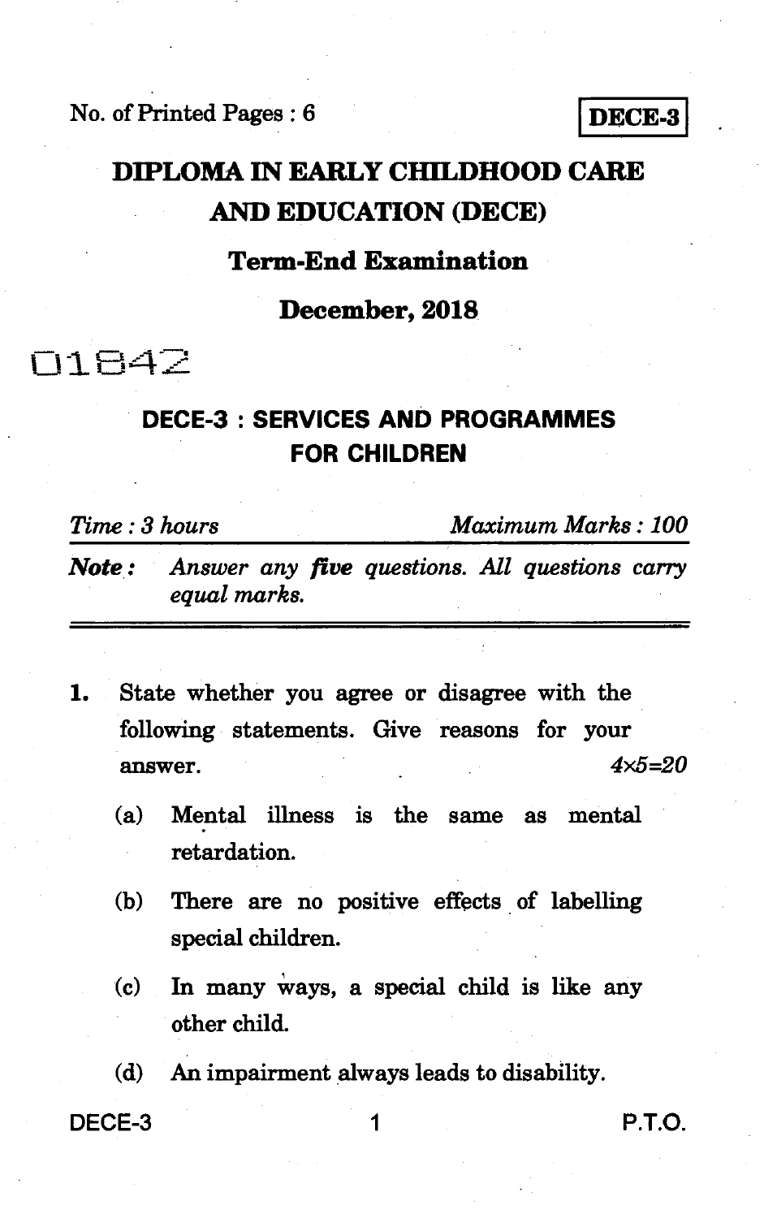No. of Printed Pages : 6

**DECE-3**

# DIPLOMA IN EARLY CHILDHOOD CARE AND EDUCATION (DECE)

## Term-End Examination

## December, 2018

01842

## DECE-3 : SERVICES AND PROGRAMMES FOR CHILDREN

*Time : 3 hours* *Maximum Marks : 100*

***Note :*** *Answer any **five** questions. All questions carry equal marks.*

---

**1.** State whether you agree or disagree with the following statements. Give reasons for your answer. *4×5=20*

(a) Mental illness is the same as mental retardation.

(b) There are no positive effects of labelling special children.

(c) In many ways, a special child is like any other child.

(d) An impairment always leads to disability.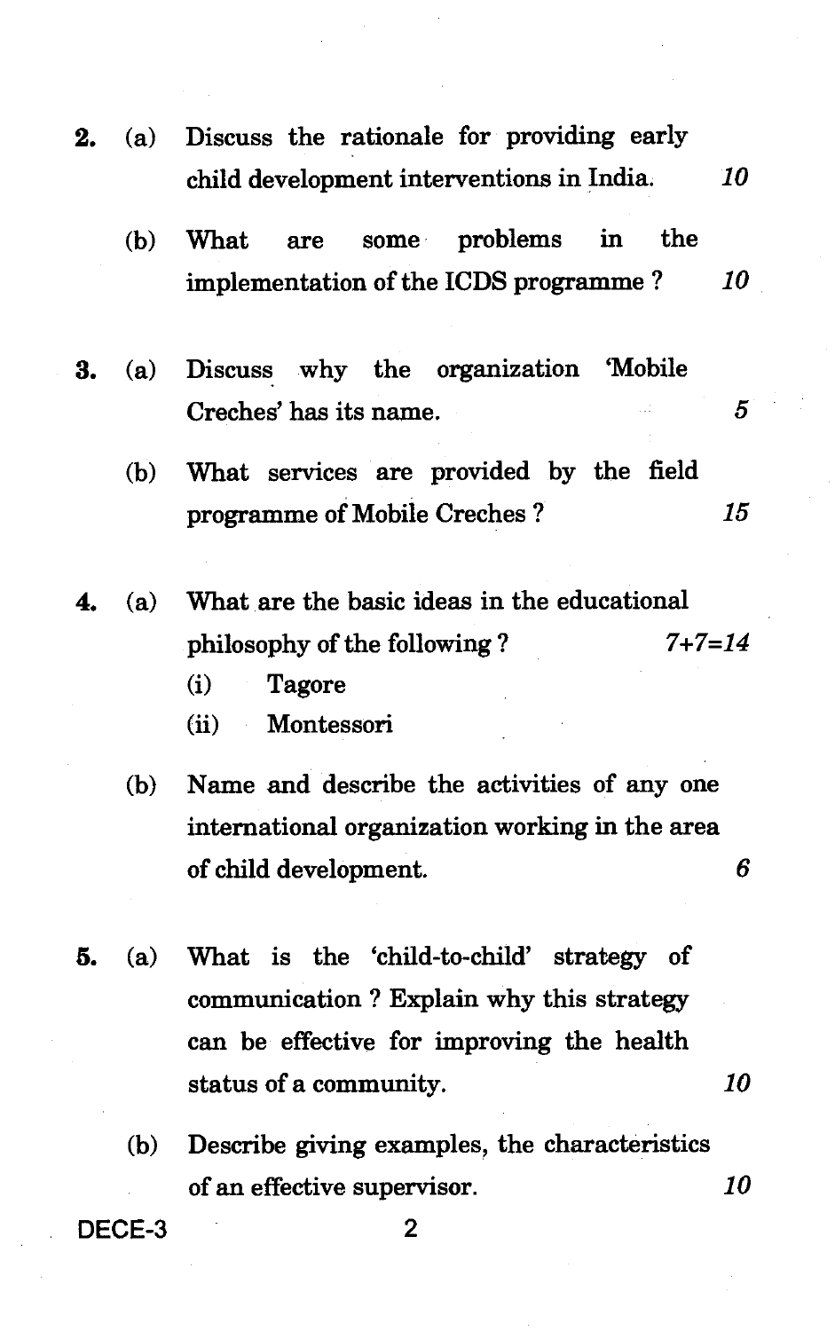2. (a) Discuss the rationale for providing early child development interventions in India. 10

   (b) What are some problems in the implementation of the ICDS programme ? 10

3. (a) Discuss why the organization 'Mobile Creches' has its name. 5

   (b) What services are provided by the field programme of Mobile Creches ? 15

4. (a) What are the basic ideas in the educational philosophy of the following ? 7+7=14

   (i) Tagore

   (ii) Montessori

   (b) Name and describe the activities of any one international organization working in the area of child development. 6

5. (a) What is the 'child-to-child' strategy of communication ? Explain why this strategy can be effective for improving the health status of a community. 10

   (b) Describe giving examples, the characteristics of an effective supervisor. 10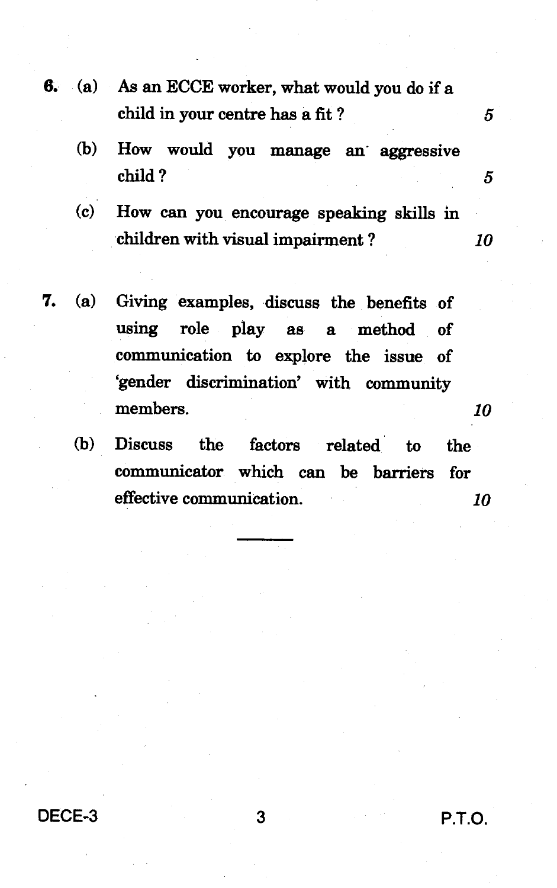6. (a) As an ECCE worker, what would you do if a child in your centre has a fit ? 5

   (b) How would you manage an aggressive child ? 5

   (c) How can you encourage speaking skills in children with visual impairment ? 10

7. (a) Giving examples, discuss the benefits of using role play as a method of communication to explore the issue of 'gender discrimination' with community members. 10

   (b) Discuss the factors related to the communicator which can be barriers for effective communication. 10

---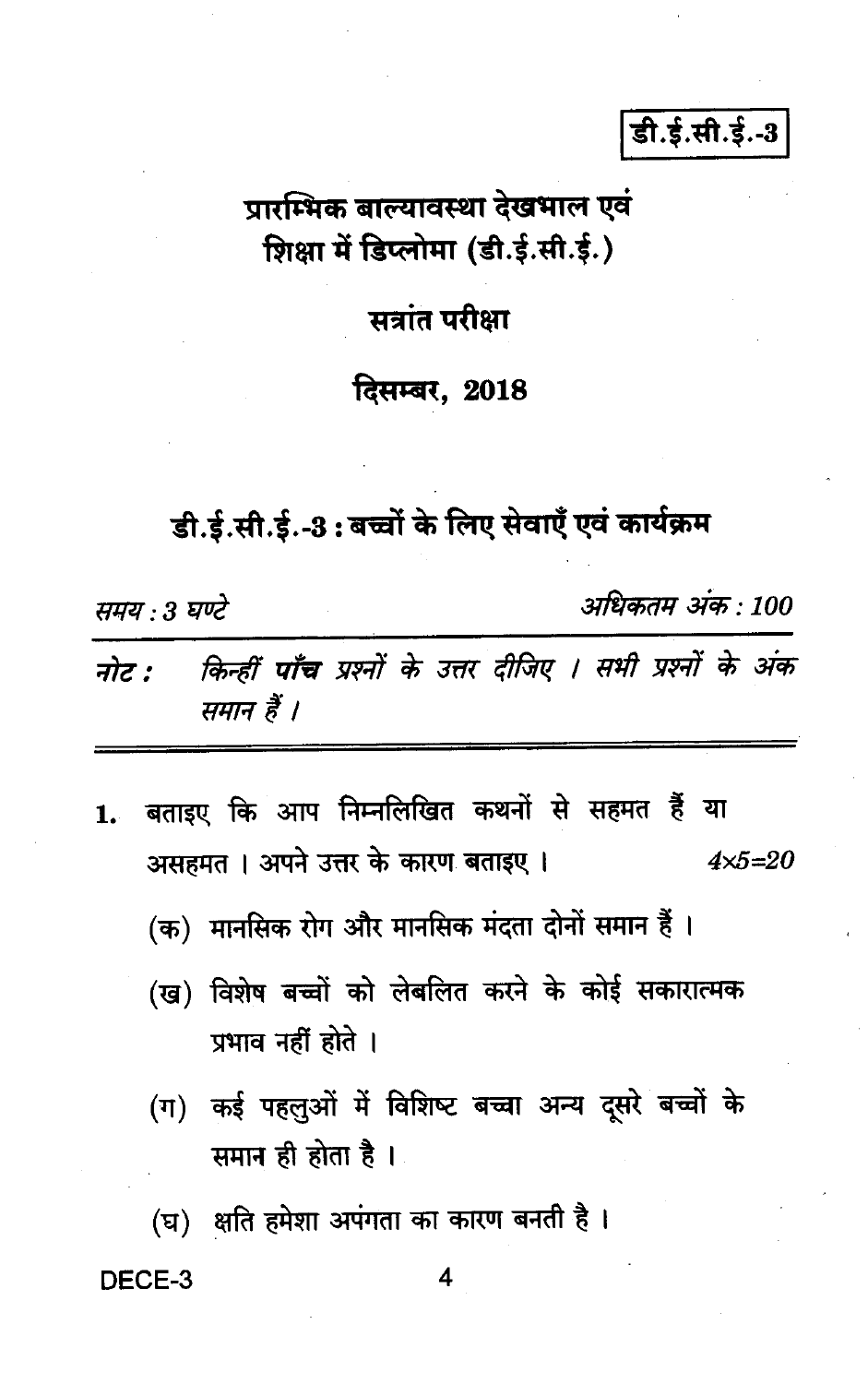डी.ई.सी.ई.-3

# प्रारम्भिक बाल्यावस्था देखभाल एवं शिक्षा में डिप्लोमा (डी.ई.सी.ई.)

## सत्रांत परीक्षा

## दिसम्बर, 2018

## डी.ई.सी.ई.-3 : बच्चों के लिए सेवाएँ एवं कार्यक्रम

*समय : 3 घण्टे* *अधिकतम अंक : 100*

*नोट : किन्हीं **पाँच** प्रश्नों के उत्तर दीजिए । सभी प्रश्नों के अंक समान हैं ।*

1. बताइए कि आप निम्नलिखित कथनों से सहमत हैं या असहमत । अपने उत्तर के कारण बताइए । $4 \times 5 = 20$

   (क) मानसिक रोग और मानसिक मंदता दोनों समान हैं ।

   (ख) विशेष बच्चों को लेबलित करने के कोई सकारात्मक प्रभाव नहीं होते ।

   (ग) कई पहलुओं में विशिष्ट बच्चा अन्य दूसरे बच्चों के समान ही होता है ।

   (घ) क्षति हमेशा अपंगता का कारण बनती है ।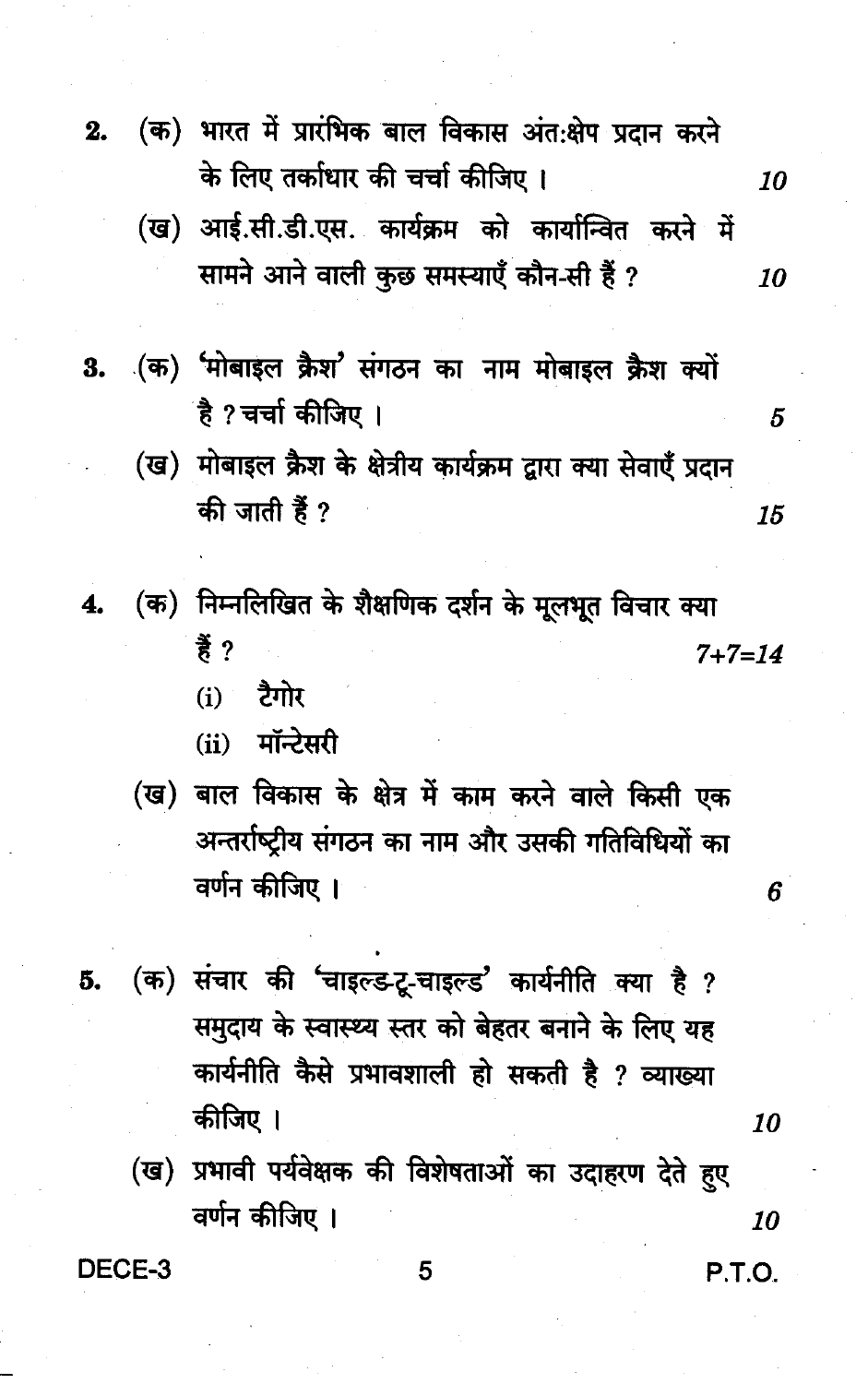2. (क) भारत में प्रारंभिक बाल विकास अंत:क्षेप प्रदान करने के लिए तर्काधार की चर्चा कीजिए । *10*

   (ख) आई.सी.डी.एस. कार्यक्रम को कार्यान्वित करने में सामने आने वाली कुछ समस्याएँ कौन-सी हैं ? *10*

3. (क) 'मोबाइल क्रैश' संगठन का नाम मोबाइल क्रैश क्यों है ? चर्चा कीजिए । *5*

   (ख) मोबाइल क्रैश के क्षेत्रीय कार्यक्रम द्वारा क्या सेवाएँ प्रदान की जाती हैं ? *15*

4. (क) निम्नलिखित के शैक्षणिक दर्शन के मूलभूत विचार क्या हैं ? *7+7=14*

   (i) टैगोर

   (ii) मॉन्टेसरी

   (ख) बाल विकास के क्षेत्र में काम करने वाले किसी एक अन्तर्राष्ट्रीय संगठन का नाम और उसकी गतिविधियों का वर्णन कीजिए । *6*

5. (क) संचार की 'चाइल्ड-टू-चाइल्ड' कार्यनीति क्या है ? समुदाय के स्वास्थ्य स्तर को बेहतर बनाने के लिए यह कार्यनीति कैसे प्रभावशाली हो सकती है ? व्याख्या कीजिए । *10*

   (ख) प्रभावी पर्यवेक्षक की विशेषताओं का उदाहरण देते हुए वर्णन कीजिए । *10*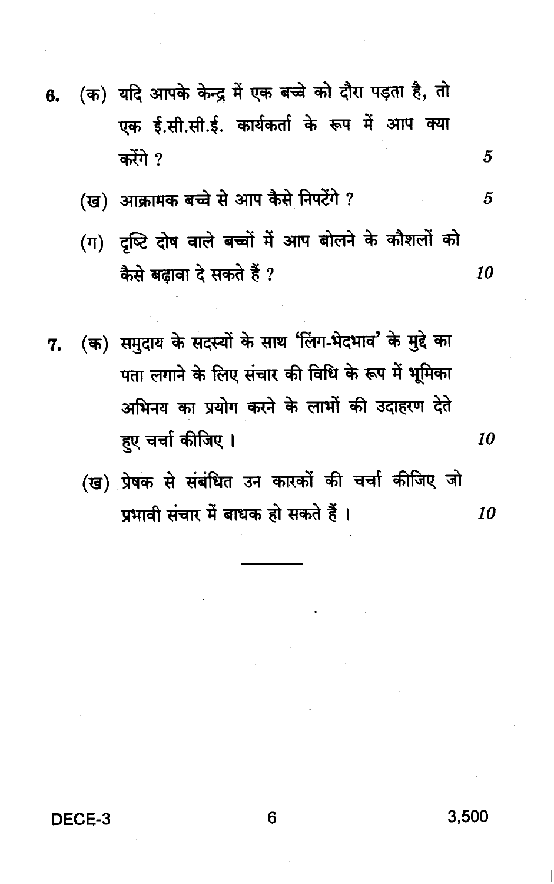6. (क) यदि आपके केन्द्र में एक बच्चे को दौरा पड़ता है, तो एक ई.सी.सी.ई. कार्यकर्ता के रूप में आप क्या करेंगे ? 5

   (ख) आक्रामक बच्चे से आप कैसे निपटेंगे ? 5

   (ग) दृष्टि दोष वाले बच्चों में आप बोलने के कौशलों को कैसे बढ़ावा दे सकते हैं ? 10

7. (क) समुदाय के सदस्यों के साथ 'लिंग-भेदभाव' के मुद्दे का पता लगाने के लिए संचार की विधि के रूप में भूमिका अभिनय का प्रयोग करने के लाभों की उदाहरण देते हुए चर्चा कीजिए । 10

   (ख) प्रेषक से संबंधित उन कारकों की चर्चा कीजिए जो प्रभावी संचार में बाधक हो सकते हैं । 10

---

DECE-3 3,500